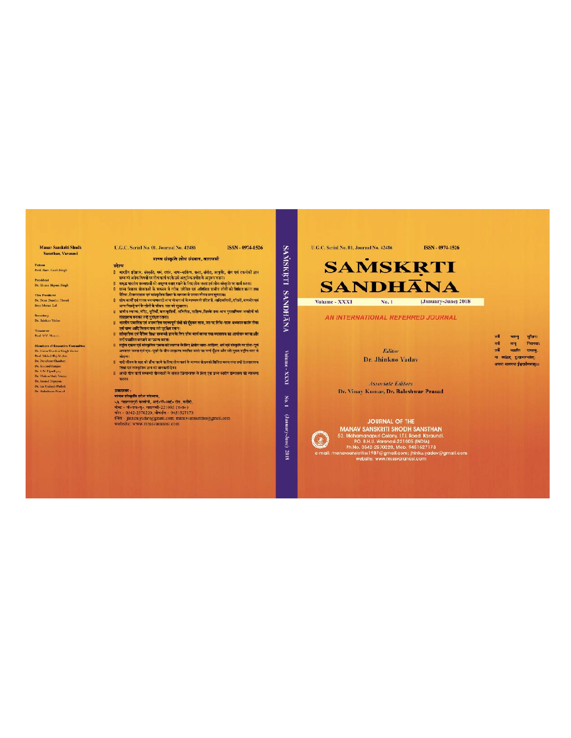**Manav Sanskriti Shodh Sansthan, Varanasi**

**Patron**
Prof. Ram Nath Singh

**President**
Dr. Ghana Shyam Singh

**Vice President**
Dr. Deen Dandni Tiwari
Sree Murari Lal

**Secretary**
Dr. Jhinkoo Yadav

**Treasurer**
Prof. V.V. Mourya

**Members of Executive Committee**
Dr. Rama Shankar Singh Yadav
Prof. Mahal Raj Mehta
Dr. Devebrat Chaubey
Dr. Kaushal Ranjan
Dr. S.N. Upadhyay
Dr. Vishwa Nath Verma
Dr. Anand Dipayan
Dr. Jai Prakash Pathak
Dr. Baleshwar Prasad

U.G.C. Serial No. 01, Journal No. 42486 ISSN - 0974-1526

## मानव संस्कृति शोध संस्थान, वाराणसी

**उद्देश्य**

- भारतीय इतिहास, संस्कृति, धर्म, दर्शन, भाषा-साहित्य, कला, संगीत, आयुर्वेद, योग एवं तकनीकी ज्ञान सम्बन्धी अनेक विषयों पर शोध कार्य करके उन्हें आधुनिक प्रयोग में अनुरूप बनाना।
- समृद्ध भारतीय परम्पराओं को अक्षुण्ण बनाए रखने के लिए लोक कला एवं लोक संस्कृति पर कार्य करना।
- ग्राम्य विकास योजनाओं के माध्यम से गरीब, उपेक्षित एवं अशिक्षित ग्रामीण लोगों को शिक्षित करना तथा नैतिक, रोजगारपरक एवं सांस्कृतिक शिक्षा के माध्यम से उनका जीवन स्तर सुधारना।
- शोध कार्यों एवं मानव कल्याणकारी अन्य योजनाओं के माध्यम से हरिजनों, आदिवासियों, स्त्रियों, बालकों एवं अन्य पिछड़े वर्ग के लोगों के जीवन स्तर को सुधारना।
- प्राचीन स्मारक, मंदिर, मूर्तियाँ, कलाकृतियाँ, अभिलेख, साहित्य, सिक्के तथा अन्य पुरातात्विक अवशेषों को संग्रहालय बनाकर उन्हें सुरक्षित रखना।
- भारतीय प्रकाशित एवं अप्रकाशित महत्त्वपूर्ण ग्रंथों को ढूँढ़कर लाना, उस पर विविध-परक अध्ययन करके टीका एवं भाष्य आदि लिखना तथा उन्हें सुरक्षित रखना।
- सांस्कृतिक एवं नैतिक शिक्षा सम्बन्धी ज्ञान के लिए शोध कार्य करना तथा व्याख्यान का आयोजन करना और उन्हें प्रकाशित कराने का प्रयत्न करना।
- राष्ट्रीय एकता एवं सांस्कृतिक एकता को स्थापना के लिए देशीय भाषा-साहित्य, धर्म एवं संस्कृति का शोध-पूर्ण अध्ययन करना एवं युग-युगों के बीच सामंजस्य स्थापित करते उन सभी मूल्य और उन्हें मुख्य राष्ट्रीय धारा से जोड़ना।
- नारी जीवन के स्तर को ऊँचा उठाने के लिए शोध कार्य के माध्यम से उनको शिक्षित करना तथा उन्हें रोजगारपरक शिक्षा एवं सांस्कृतिक ज्ञान को जानकारी देना।
- अन्य शोध कार्य सम्बन्धी योजनाओं के सफल क्रियान्वयन के लिए एक उच्च स्तरीय पुस्तकालय की स्थापना करना।

**प्रकाशक :**
मानव संस्कृति शोध संस्थान,
53, महामनापुरी कालोनी, आई०टी०आई० रोड, करौंदी,
पोस्ट - बी०एच०यू०, वाराणसी-221005 (उ०प्र०)
फोन - 0542-2570220, मोबाईल - 9451527173
ईमेल - jhinku.yadav@gmail.com; manavsanskritiss@gmail.com
website: www.mssvaranasi.com

SAṀSKṚTI SANDHĀNA Volume - XXXI No. 1 (January-June) 2018

U.G.C. Serial No. 01, Journal No. 42486 ISSN - 0974-1526

# SAṀSKṚTI SANDHĀNA

**Volume - XXXI No. 1 (January-June) 2018**

## AN INTERNATIONAL REFERRED JOURNAL

सर्वे भवन्तु सुखिनः
सर्वे सन्तु निरामयाः
सर्वे भद्राणि पश्यन्तु,
मा कश्चिद् दुःखमाप्नुयात्।
अथवा मानवमात्र ईश्वरदर्शनम्।।

*Editor*
Dr. Jhinkoo Yadav

*Associate Editors*
Dr. Vinay Kumar, Dr. Baleshwar Prasad

**JOURNAL OF THE**
**MANAV SANSKRITI SHODH SANSTHAN**
53, Mahamanapuri Colony, I.T.I. Road, Karaundi,
P.O. B.H.U. Varanasi-221005 (INDIA)
Ph.No. 0542-2570220, Mob. 9451527173
e-mail: manavsanskritiss1987@gmail.com; jhinku.yadav@gmail.com
website: www.mssvaranasi.com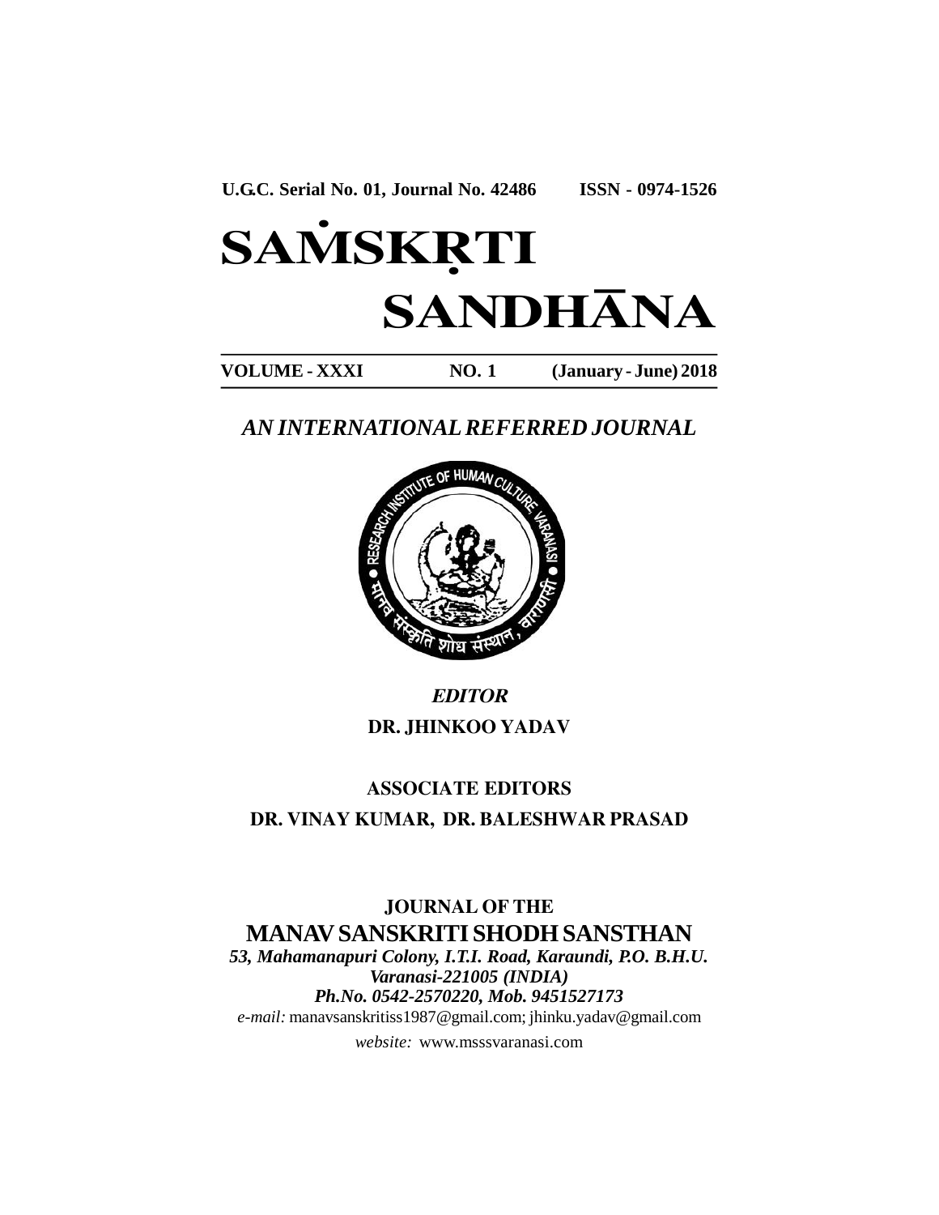**U.G.C. Serial No. 01, Journal No. 42486 ISSN - 0974-1526**

# SAṀSKṚTI SANDHĀNA

**VOLUME - XXXI NO. 1 (January - June) 2018**

## *AN INTERNATIONAL REFERRED JOURNAL*

RESEARCH INSTITUTE OF HUMAN CULTURE, VARANASI

मानव संस्कृति शोध संस्थान, वाराणसी

***EDITOR***

**DR. JHINKOO YADAV**

**ASSOCIATE EDITORS**

**DR. VINAY KUMAR, DR. BALESHWAR PRASAD**

**JOURNAL OF THE**

## MANAV SANSKRITI SHODH SANSTHAN

***53, Mahamanapuri Colony, I.T.I. Road, Karaundi, P.O. B.H.U.***

***Varanasi-221005 (INDIA)***

***Ph.No. 0542-2570220, Mob. 9451527173***

*e-mail:* manavsanskritiss1987@gmail.com; jhinku.yadav@gmail.com

*website:* www.msssvaranasi.com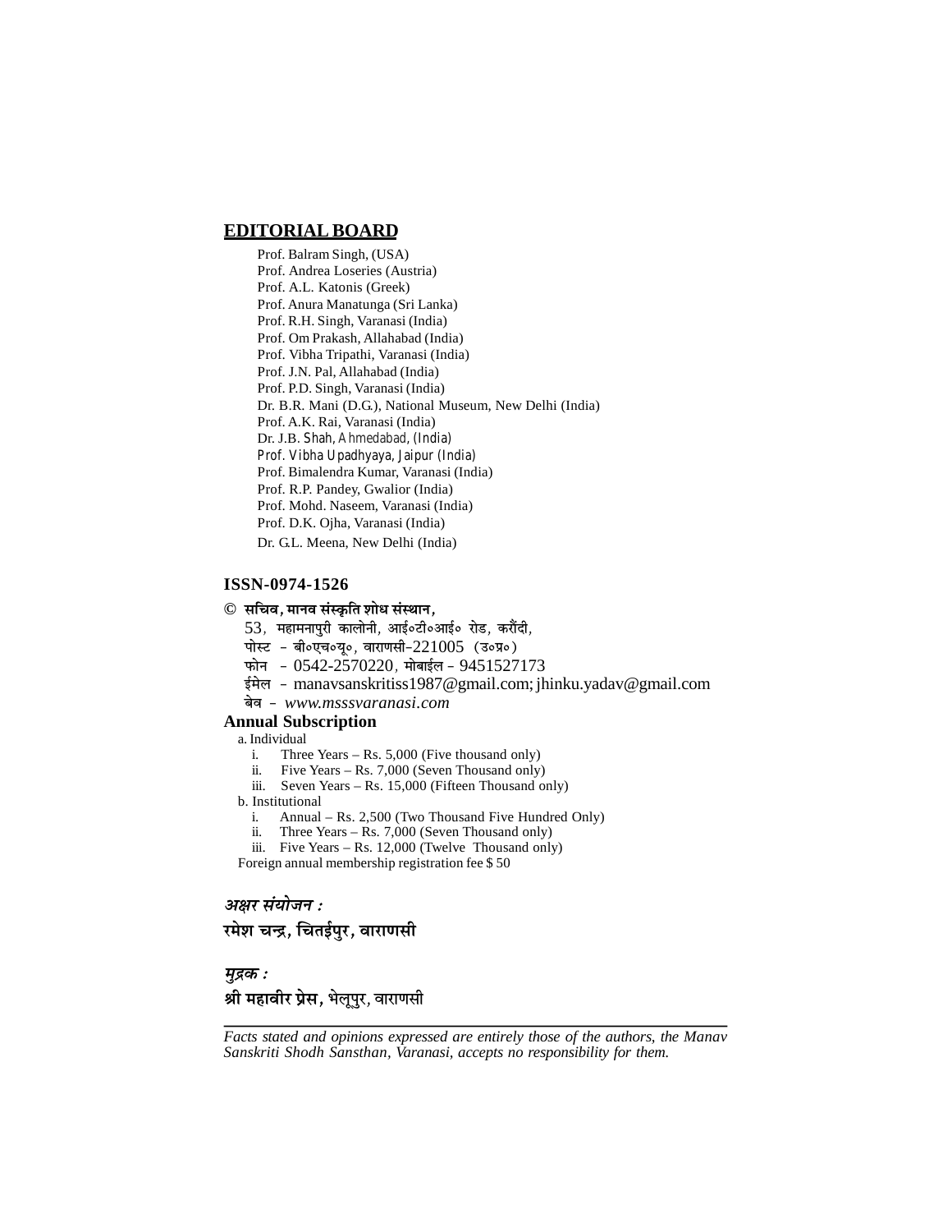## EDITORIAL BOARD

Prof. Balram Singh, (USA)
Prof. Andrea Loseries (Austria)
Prof. A.L. Katonis (Greek)
Prof. Anura Manatunga (Sri Lanka)
Prof. R.H. Singh, Varanasi (India)
Prof. Om Prakash, Allahabad (India)
Prof. Vibha Tripathi, Varanasi (India)
Prof. J.N. Pal, Allahabad (India)
Prof. P.D. Singh, Varanasi (India)
Dr. B.R. Mani (D.G.), National Museum, New Delhi (India)
Prof. A.K. Rai, Varanasi (India)
Dr. J.B. Shah, Ahmedabad, (India)
Prof. Vibha Upadhyaya, Jaipur (India)
Prof. Bimalendra Kumar, Varanasi (India)
Prof. R.P. Pandey, Gwalior (India)
Prof. Mohd. Naseem, Varanasi (India)
Prof. D.K. Ojha, Varanasi (India)
Dr. G.L. Meena, New Delhi (India)

**ISSN-0974-1526**

© **सचिव, मानव संस्कृति शोध संस्थान,**
53, महामनापुरी कालोनी, आई०टी०आई० रोड, करौंदी,
पोस्ट - बी०एच०यू०, वाराणसी-221005 (उ०प्र०)
फोन - 0542-2570220, मोबाईल - 9451527173
ईमेल - manavsanskritiss1987@gmail.com; jhinku.yadav@gmail.com
बेव - *www.msssvaranasi.com*

**Annual Subscription**

a. Individual
  i. Three Years – Rs. 5,000 (Five thousand only)
  ii. Five Years – Rs. 7,000 (Seven Thousand only)
  iii. Seven Years – Rs. 15,000 (Fifteen Thousand only)

b. Institutional
  i. Annual – Rs. 2,500 (Two Thousand Five Hundred Only)
  ii. Three Years – Rs. 7,000 (Seven Thousand only)
  iii. Five Years – Rs. 12,000 (Twelve Thousand only)

Foreign annual membership registration fee $ 50

***अक्षर संयोजन :***

**रमेश चन्द्र, चितईपुर, वाराणसी**

***मुद्रक :***

**श्री महावीर प्रेस,** भेलूपुर, वाराणसी

*Facts stated and opinions expressed are entirely those of the authors, the Manav Sanskriti Shodh Sansthan, Varanasi, accepts no responsibility for them.*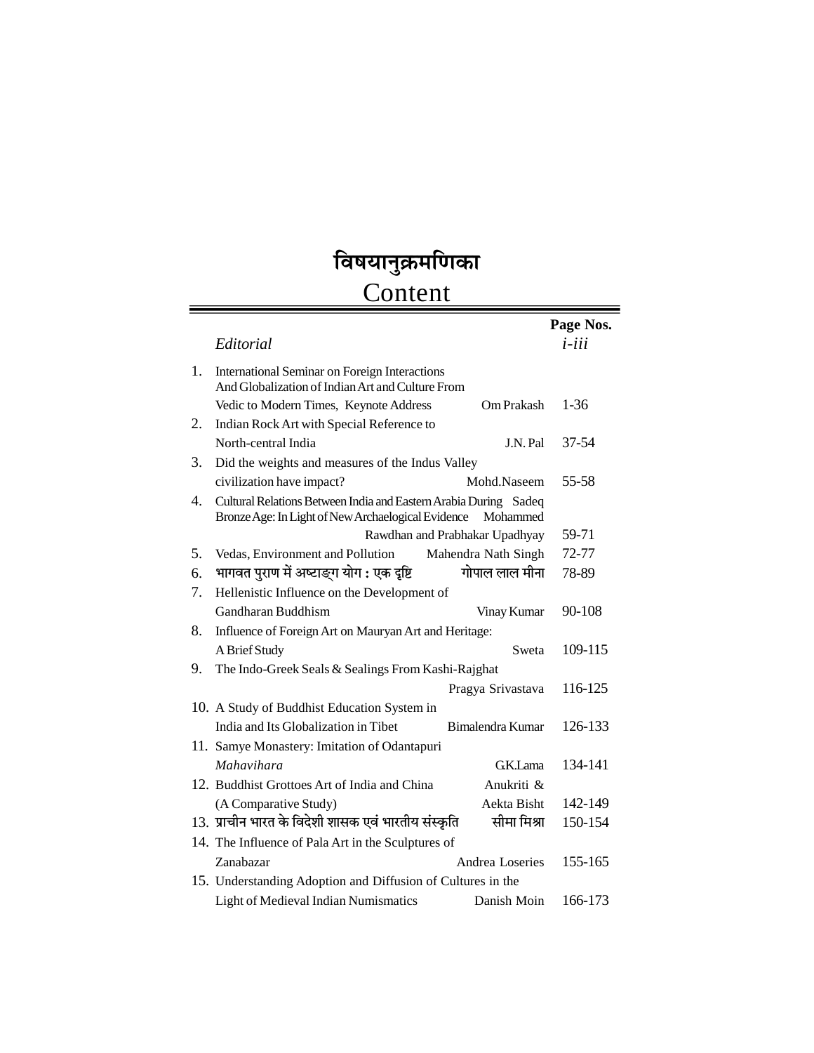# विषयानुक्रमणिका
# Content

| | | | Page Nos. |
|---|---|---|---|
| | *Editorial* | | *i-iii* |
| 1. | International Seminar on Foreign Interactions And Globalization of Indian Art and Culture From Vedic to Modern Times, Keynote Address | Om Prakash | 1-36 |
| 2. | Indian Rock Art with Special Reference to North-central India | J.N. Pal | 37-54 |
| 3. | Did the weights and measures of the Indus Valley civilization have impact? | Mohd.Naseem | 55-58 |
| 4. | Cultural Relations Between India and Eastern Arabia During Bronze Age: In Light of New Archaelogical Evidence | Sadeq Mohammed Rawdhan and Prabhakar Upadhyay | 59-71 |
| 5. | Vedas, Environment and Pollution | Mahendra Nath Singh | 72-77 |
| 6. | भागवत पुराण में अष्टाङ्ग योग : एक दृष्टि | गोपाल लाल मीना | 78-89 |
| 7. | Hellenistic Influence on the Development of Gandharan Buddhism | Vinay Kumar | 90-108 |
| 8. | Influence of Foreign Art on Mauryan Art and Heritage: A Brief Study | Sweta | 109-115 |
| 9. | The Indo-Greek Seals & Sealings From Kashi-Rajghat | Pragya Srivastava | 116-125 |
| 10. | A Study of Buddhist Education System in India and Its Globalization in Tibet | Bimalendra Kumar | 126-133 |
| 11. | Samye Monastery: Imitation of Odantapuri *Mahavihara* | G.K.Lama | 134-141 |
| 12. | Buddhist Grottoes Art of India and China (A Comparative Study) | Anukriti & Aekta Bisht | 142-149 |
| 13. | प्राचीन भारत के विदेशी शासक एवं भारतीय संस्कृति | सीमा मिश्रा | 150-154 |
| 14. | The Influence of Pala Art in the Sculptures of Zanabazar | Andrea Loseries | 155-165 |
| 15. | Understanding Adoption and Diffusion of Cultures in the Light of Medieval Indian Numismatics | Danish Moin | 166-173 |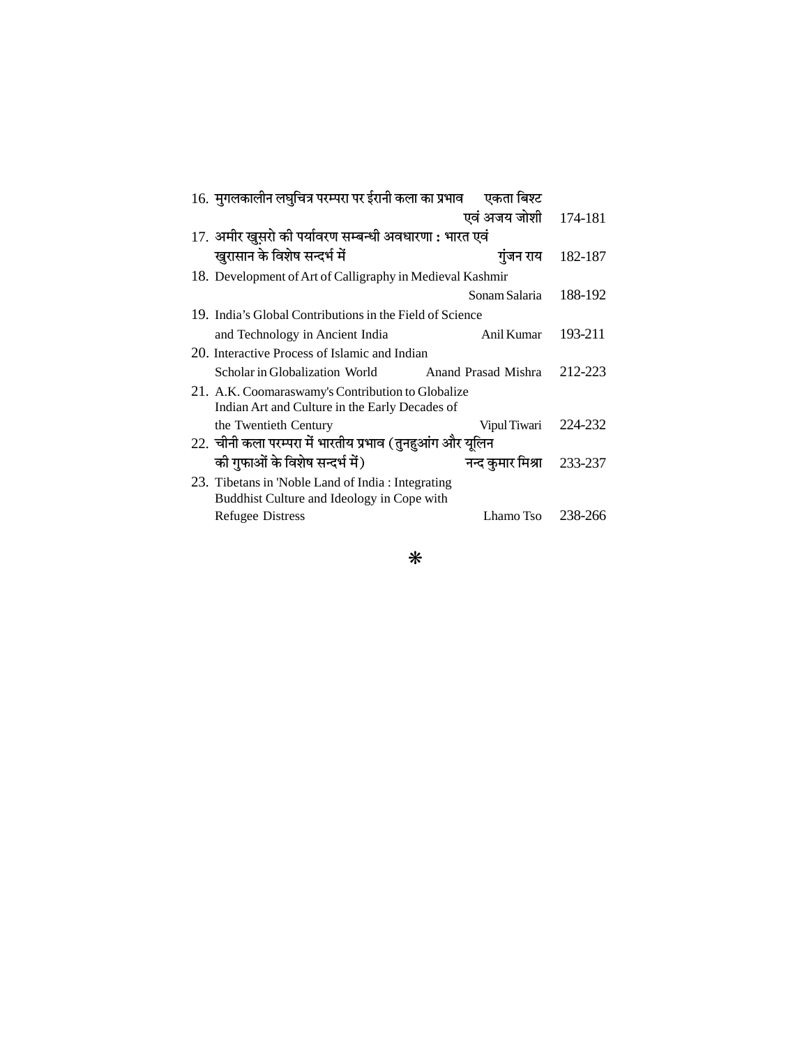16. मुगलकालीन लघुचित्र परम्परा पर ईरानी कला का प्रभाव — एकता बिश्ट एवं अजय जोशी — 174-181
17. अमीर खुसरो की पर्यावरण सम्बन्धी अवधारणा : भारत एवं खुरासान के विशेष सन्दर्भ में — गुंजन राय — 182-187
18. Development of Art of Calligraphy in Medieval Kashmir — Sonam Salaria — 188-192
19. India's Global Contributions in the Field of Science and Technology in Ancient India — Anil Kumar — 193-211
20. Interactive Process of Islamic and Indian Scholar in Globalization World — Anand Prasad Mishra — 212-223
21. A.K. Coomaraswamy's Contribution to Globalize Indian Art and Culture in the Early Decades of the Twentieth Century — Vipul Tiwari — 224-232
22. चीनी कला परम्परा में भारतीय प्रभाव (तुनहुआंग और यूलिन की गुफाओं के विशेष सन्दर्भ में) — नन्द कुमार मिश्रा — 233-237
23. Tibetans in 'Noble Land of India : Integrating Buddhist Culture and Ideology in Cope with Refugee Distress — Lhamo Tso — 238-266

❋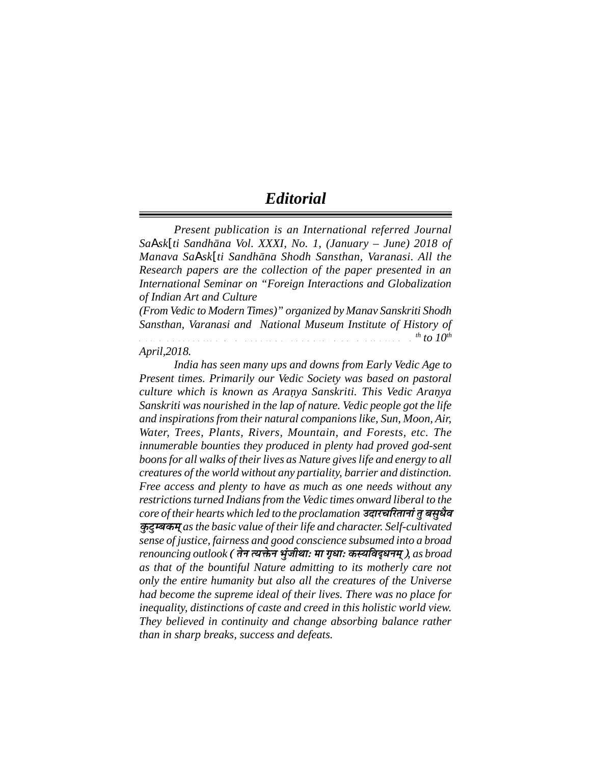# *Editorial*

*Present publication is an International referred Journal SaAsk[ti Sandhāna Vol. XXXI, No. 1, (January – June) 2018 of Manava SaAsk[ti Sandhāna Shodh Sansthan, Varanasi. All the Research papers are the collection of the paper presented in an International Seminar on "Foreign Interactions and Globalization of Indian Art and Culture*

*(From Vedic to Modern Times)" organized by Manav Sanskriti Shodh Sansthan, Varanasi and National Museum Institute of History of ... th to 10th April,2018.*

*India has seen many ups and downs from Early Vedic Age to Present times. Primarily our Vedic Society was based on pastoral culture which is known as Araṇya Sanskriti. This Vedic Araṇya Sanskriti was nourished in the lap of nature. Vedic people got the life and inspirations from their natural companions like, Sun, Moon, Air, Water, Trees, Plants, Rivers, Mountain, and Forests, etc. The innumerable bounties they produced in plenty had proved god-sent boons for all walks of their lives as Nature gives life and energy to all creatures of the world without any partiality, barrier and distinction. Free access and plenty to have as much as one needs without any restrictions turned Indians from the Vedic times onward liberal to the core of their hearts which led to the proclamation* ***उदारचरितानां तु बसुधैव कुटुम्बकम्*** *as the basic value of their life and character. Self-cultivated sense of justice, fairness and good conscience subsumed into a broad renouncing outlook* ***( तेन त्यक्तेन भुंजीथाः मा गृधाः कस्यविद्धनम् )****, as broad as that of the bountiful Nature admitting to its motherly care not only the entire humanity but also all the creatures of the Universe had become the supreme ideal of their lives. There was no place for inequality, distinctions of caste and creed in this holistic world view. They believed in continuity and change absorbing balance rather than in sharp breaks, success and defeats.*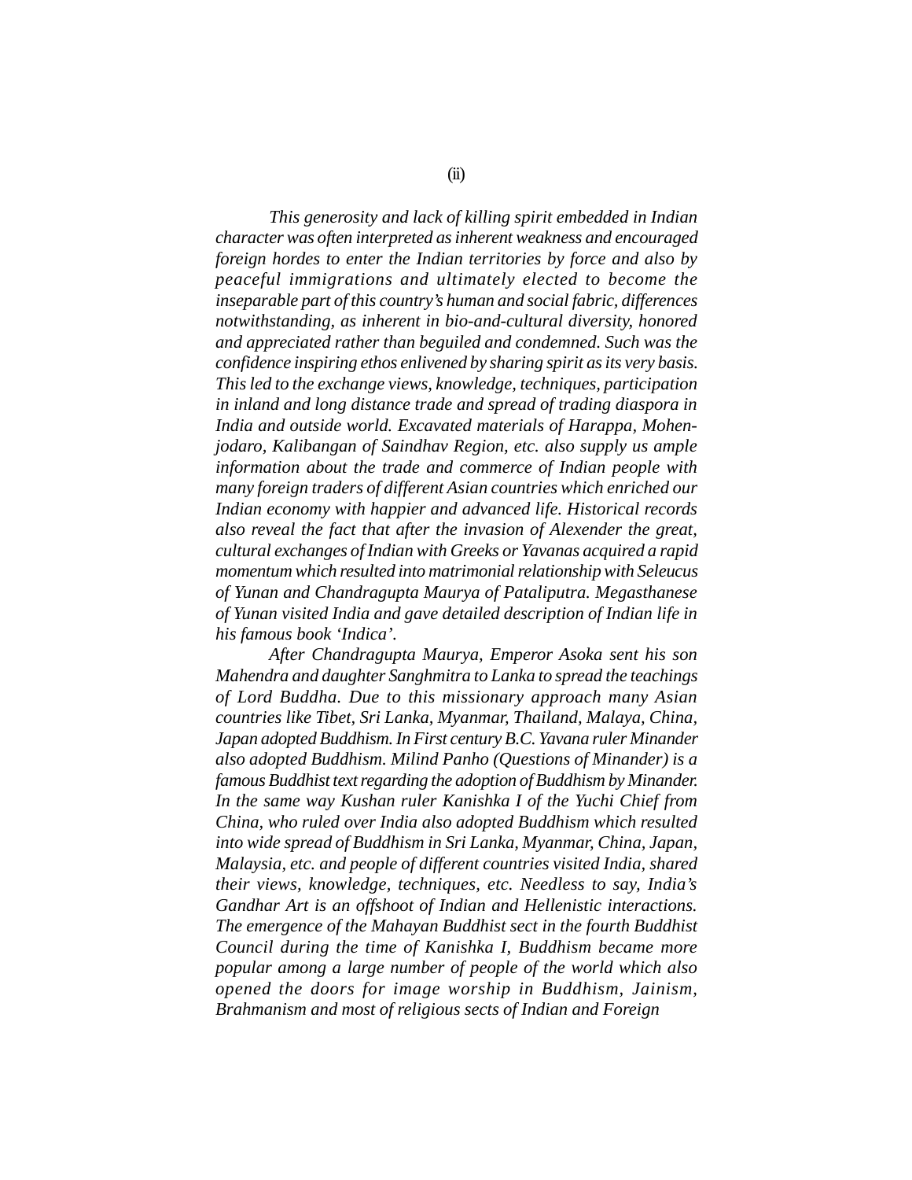*This generosity and lack of killing spirit embedded in Indian character was often interpreted as inherent weakness and encouraged foreign hordes to enter the Indian territories by force and also by peaceful immigrations and ultimately elected to become the inseparable part of this country's human and social fabric, differences notwithstanding, as inherent in bio-and-cultural diversity, honored and appreciated rather than beguiled and condemned. Such was the confidence inspiring ethos enlivened by sharing spirit as its very basis. This led to the exchange views, knowledge, techniques, participation in inland and long distance trade and spread of trading diaspora in India and outside world. Excavated materials of Harappa, Mohen-jodaro, Kalibangan of Saindhav Region, etc. also supply us ample information about the trade and commerce of Indian people with many foreign traders of different Asian countries which enriched our Indian economy with happier and advanced life. Historical records also reveal the fact that after the invasion of Alexender the great, cultural exchanges of Indian with Greeks or Yavanas acquired a rapid momentum which resulted into matrimonial relationship with Seleucus of Yunan and Chandragupta Maurya of Pataliputra. Megasthanese of Yunan visited India and gave detailed description of Indian life in his famous book 'Indica'.*

*After Chandragupta Maurya, Emperor Asoka sent his son Mahendra and daughter Sanghmitra to Lanka to spread the teachings of Lord Buddha. Due to this missionary approach many Asian countries like Tibet, Sri Lanka, Myanmar, Thailand, Malaya, China, Japan adopted Buddhism. In First century B.C. Yavana ruler Minander also adopted Buddhism. Milind Panho (Questions of Minander) is a famous Buddhist text regarding the adoption of Buddhism by Minander. In the same way Kushan ruler Kanishka I of the Yuchi Chief from China, who ruled over India also adopted Buddhism which resulted into wide spread of Buddhism in Sri Lanka, Myanmar, China, Japan, Malaysia, etc. and people of different countries visited India, shared their views, knowledge, techniques, etc. Needless to say, India's Gandhar Art is an offshoot of Indian and Hellenistic interactions. The emergence of the Mahayan Buddhist sect in the fourth Buddhist Council during the time of Kanishka I, Buddhism became more popular among a large number of people of the world which also opened the doors for image worship in Buddhism, Jainism, Brahmanism and most of religious sects of Indian and Foreign*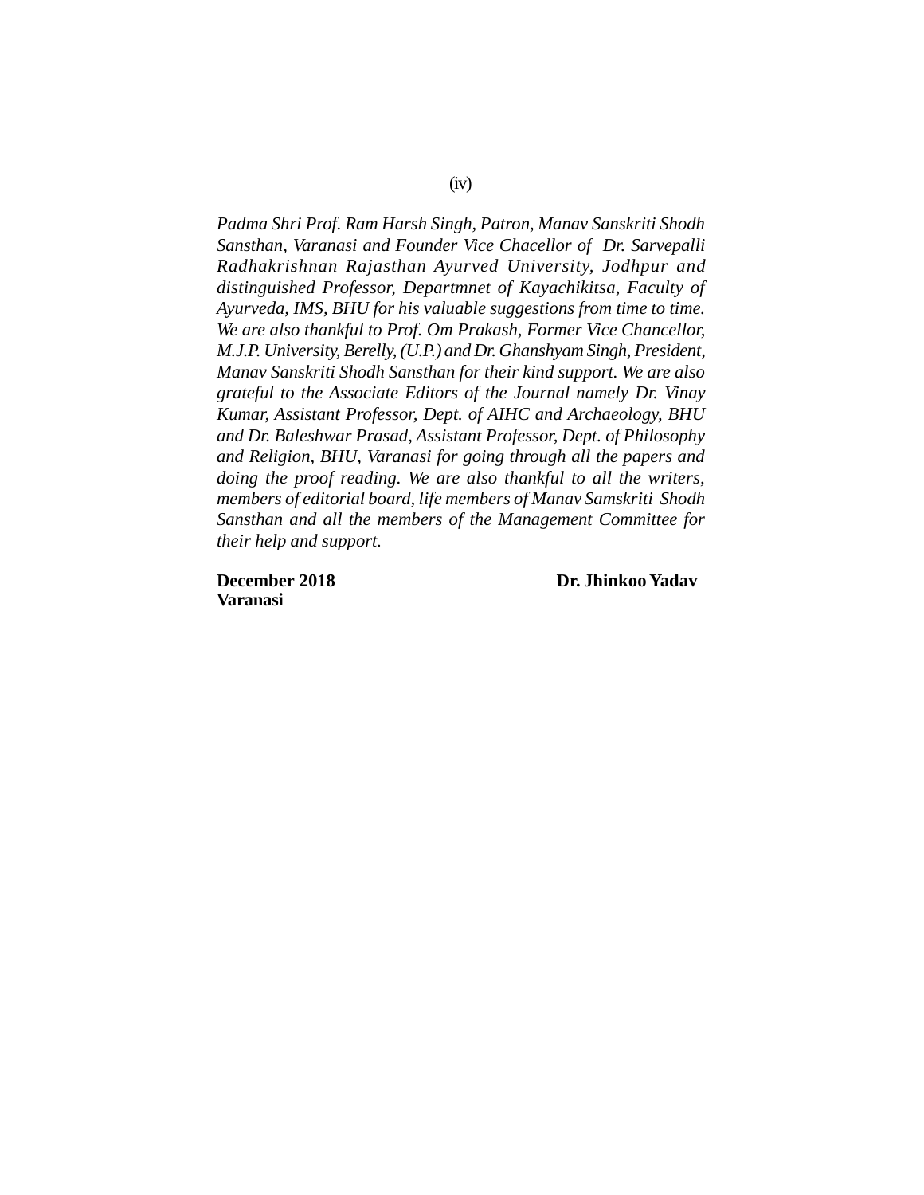*Padma Shri Prof. Ram Harsh Singh, Patron, Manav Sanskriti Shodh Sansthan, Varanasi and Founder Vice Chacellor of Dr. Sarvepalli Radhakrishnan Rajasthan Ayurved University, Jodhpur and distinguished Professor, Departmnet of Kayachikitsa, Faculty of Ayurveda, IMS, BHU for his valuable suggestions from time to time. We are also thankful to Prof. Om Prakash, Former Vice Chancellor, M.J.P. University, Berelly, (U.P.) and Dr. Ghanshyam Singh, President, Manav Sanskriti Shodh Sansthan for their kind support. We are also grateful to the Associate Editors of the Journal namely Dr. Vinay Kumar, Assistant Professor, Dept. of AIHC and Archaeology, BHU and Dr. Baleshwar Prasad, Assistant Professor, Dept. of Philosophy and Religion, BHU, Varanasi for going through all the papers and doing the proof reading. We are also thankful to all the writers, members of editorial board, life members of Manav Samskriti Shodh Sansthan and all the members of the Management Committee for their help and support.*

**December 2018** **Dr. Jhinkoo Yadav**
**Varanasi**